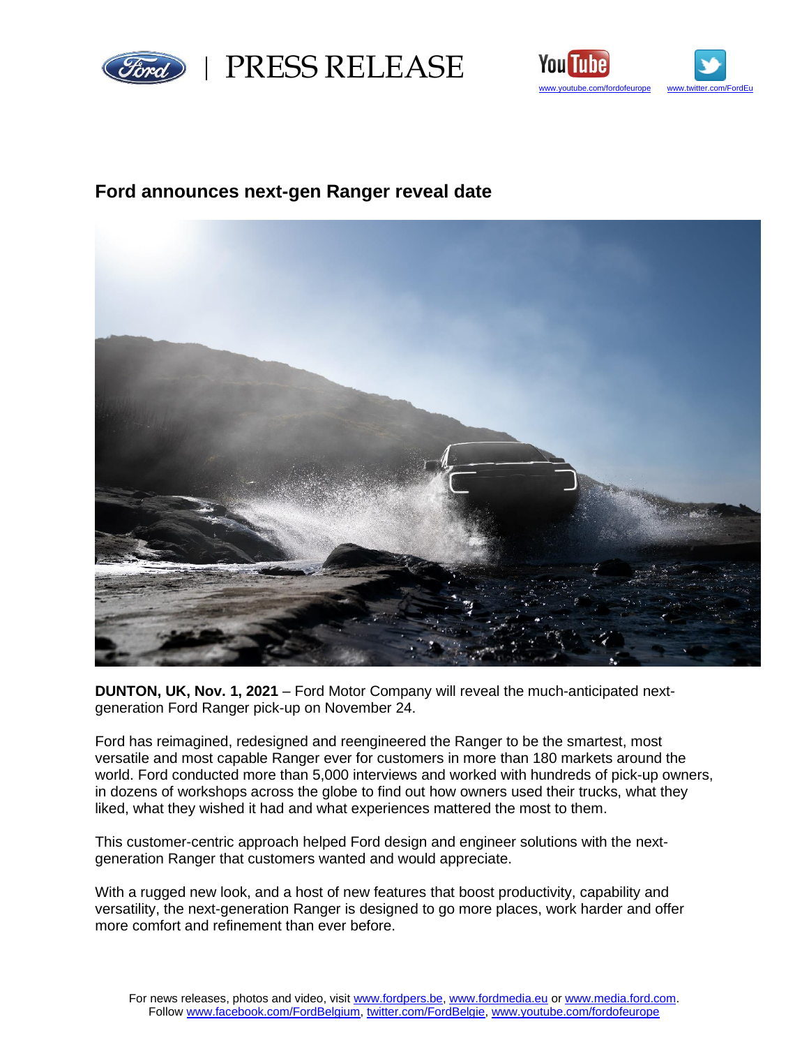PRESS RELEASE

www.youtube.com/fordofeurope www.twitter.com/FordEu

# Ford announces next-gen Ranger reveal date

**DUNTON, UK, Nov. 1, 2021** – Ford Motor Company will reveal the much-anticipated next-generation Ford Ranger pick-up on November 24.

Ford has reimagined, redesigned and reengineered the Ranger to be the smartest, most versatile and most capable Ranger ever for customers in more than 180 markets around the world. Ford conducted more than 5,000 interviews and worked with hundreds of pick-up owners, in dozens of workshops across the globe to find out how owners used their trucks, what they liked, what they wished it had and what experiences mattered the most to them.

This customer-centric approach helped Ford design and engineer solutions with the next-generation Ranger that customers wanted and would appreciate.

With a rugged new look, and a host of new features that boost productivity, capability and versatility, the next-generation Ranger is designed to go more places, work harder and offer more comfort and refinement than ever before.

For news releases, photos and video, visit www.fordpers.be, www.fordmedia.eu or www.media.ford.com.
Follow www.facebook.com/FordBelgium, twitter.com/FordBelgie, www.youtube.com/fordofeurope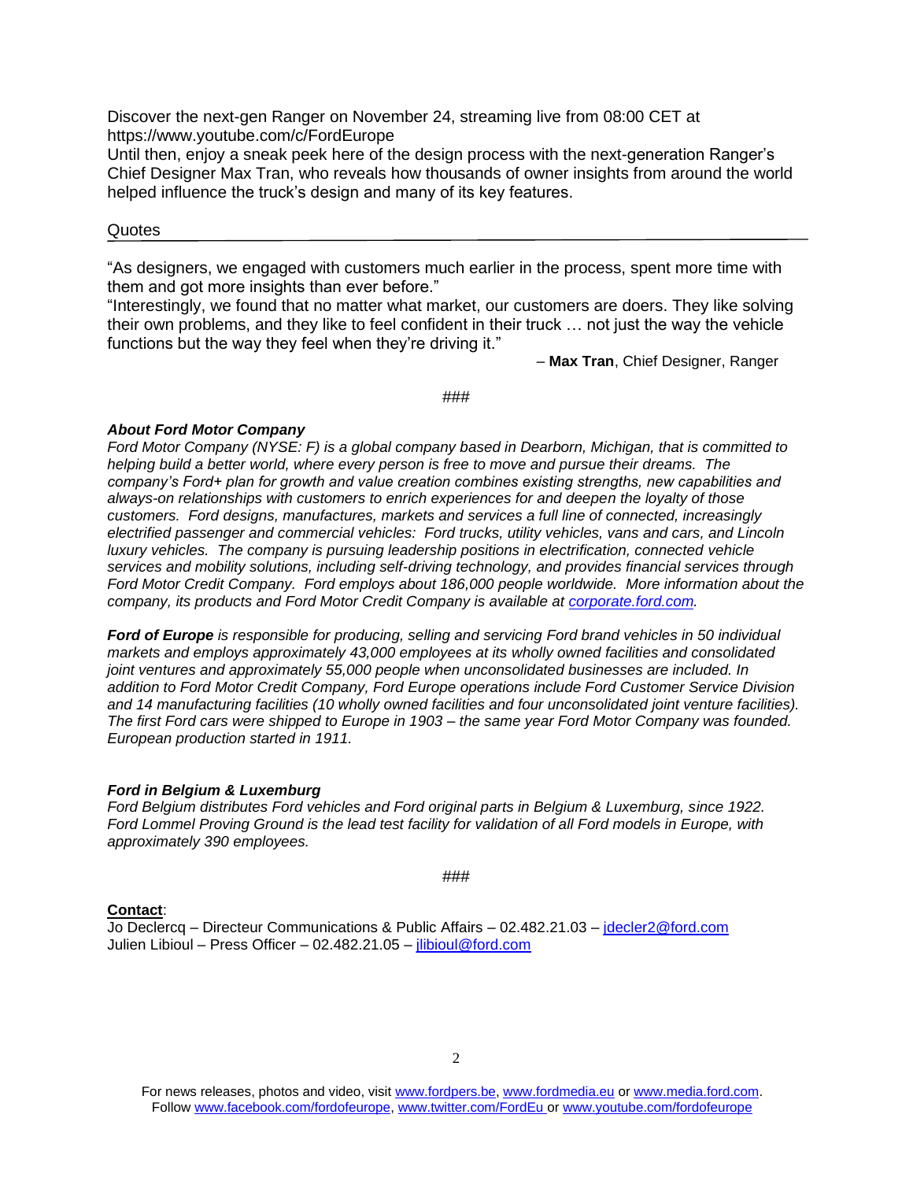Discover the next-gen Ranger on November 24, streaming live from 08:00 CET at https://www.youtube.com/c/FordEurope
Until then, enjoy a sneak peek here of the design process with the next-generation Ranger's Chief Designer Max Tran, who reveals how thousands of owner insights from around the world helped influence the truck's design and many of its key features.

## Quotes

"As designers, we engaged with customers much earlier in the process, spent more time with them and got more insights than ever before."
"Interestingly, we found that no matter what market, our customers are doers. They like solving their own problems, and they like to feel confident in their truck … not just the way the vehicle functions but the way they feel when they're driving it."

– **Max Tran**, Chief Designer, Ranger

###

***About Ford Motor Company***
*Ford Motor Company (NYSE: F) is a global company based in Dearborn, Michigan, that is committed to helping build a better world, where every person is free to move and pursue their dreams. The company's Ford+ plan for growth and value creation combines existing strengths, new capabilities and always-on relationships with customers to enrich experiences for and deepen the loyalty of those customers. Ford designs, manufactures, markets and services a full line of connected, increasingly electrified passenger and commercial vehicles: Ford trucks, utility vehicles, vans and cars, and Lincoln luxury vehicles. The company is pursuing leadership positions in electrification, connected vehicle services and mobility solutions, including self-driving technology, and provides financial services through Ford Motor Credit Company. Ford employs about 186,000 people worldwide. More information about the company, its products and Ford Motor Credit Company is available at [corporate.ford.com](corporate.ford.com).*

***Ford of Europe*** *is responsible for producing, selling and servicing Ford brand vehicles in 50 individual markets and employs approximately 43,000 employees at its wholly owned facilities and consolidated joint ventures and approximately 55,000 people when unconsolidated businesses are included. In addition to Ford Motor Credit Company, Ford Europe operations include Ford Customer Service Division and 14 manufacturing facilities (10 wholly owned facilities and four unconsolidated joint venture facilities). The first Ford cars were shipped to Europe in 1903 – the same year Ford Motor Company was founded. European production started in 1911.*

***Ford in Belgium & Luxemburg***
*Ford Belgium distributes Ford vehicles and Ford original parts in Belgium & Luxemburg, since 1922. Ford Lommel Proving Ground is the lead test facility for validation of all Ford models in Europe, with approximately 390 employees.*

###

**Contact**:
Jo Declercq – Directeur Communications & Public Affairs – 02.482.21.03 – jdecler2@ford.com
Julien Libioul – Press Officer – 02.482.21.05 – jlibioul@ford.com

For news releases, photos and video, visit www.fordpers.be, www.fordmedia.eu or www.media.ford.com.
Follow www.facebook.com/fordofeurope, www.twitter.com/FordEu or www.youtube.com/fordofeurope